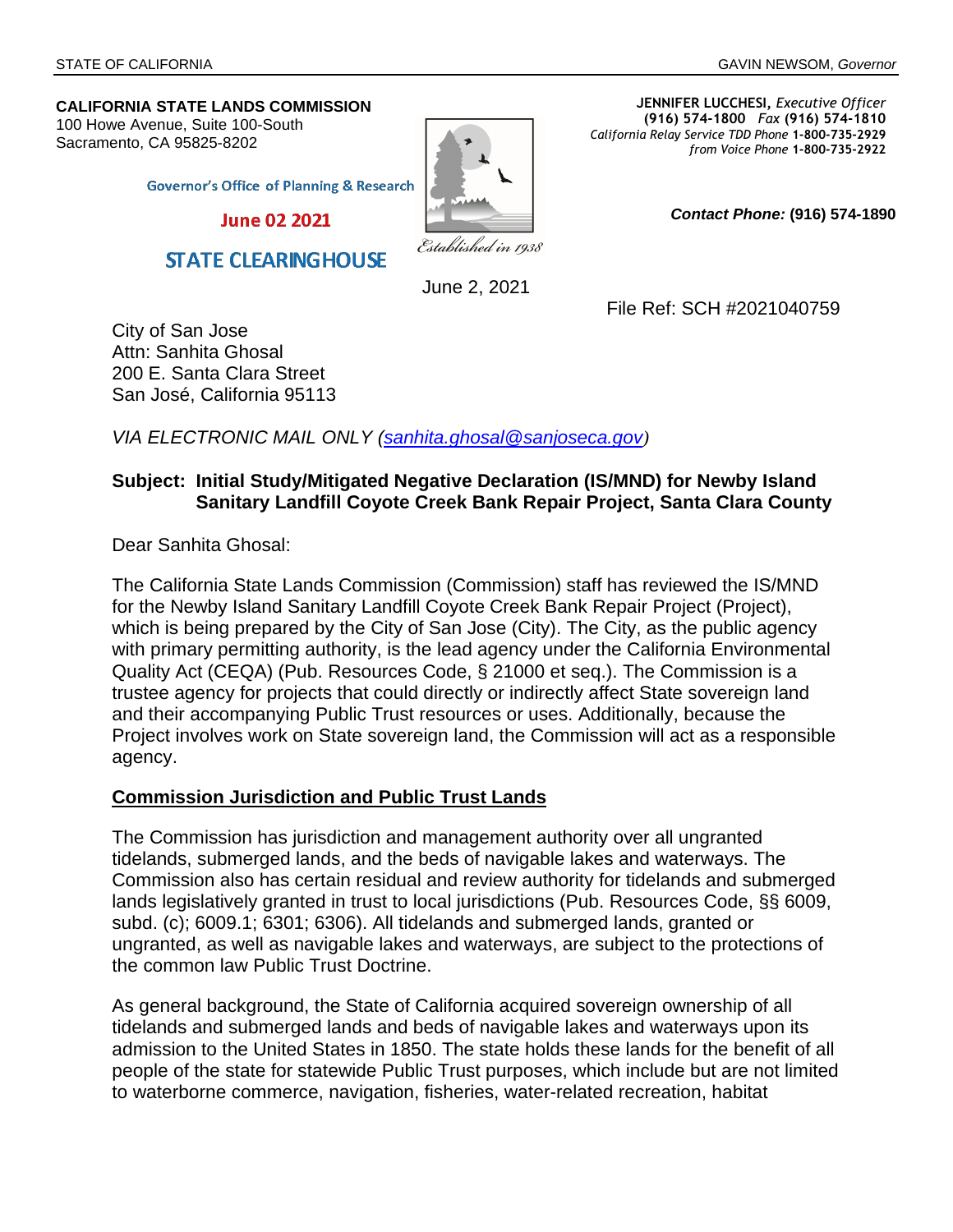STATE OF CALIFORNIA

GAVIN NEWSOM, *Governor*

**CALIFORNIA STATE LANDS COMMISSION**
100 Howe Avenue, Suite 100-South
Sacramento, CA 95825-8202

**JENNIFER LUCCHESI,** *Executive Officer*
**(916) 574-1800** *Fax* **(916) 574-1810**
*California Relay Service TDD Phone* **1-800-735-2929**
*from Voice Phone* **1-800-735-2922**

*Established in 1938*

Governor's Office of Planning & Research

June 02 2021

STATE CLEARINGHOUSE

***Contact Phone:*** **(916) 574-1890**

June 2, 2021

File Ref: SCH #2021040759

City of San Jose
Attn: Sanhita Ghosal
200 E. Santa Clara Street
San José, California 95113

*VIA ELECTRONIC MAIL ONLY (sanhita.ghosal@sanjoseca.gov)*

**Subject: Initial Study/Mitigated Negative Declaration (IS/MND) for Newby Island Sanitary Landfill Coyote Creek Bank Repair Project, Santa Clara County**

Dear Sanhita Ghosal:

The California State Lands Commission (Commission) staff has reviewed the IS/MND for the Newby Island Sanitary Landfill Coyote Creek Bank Repair Project (Project), which is being prepared by the City of San Jose (City). The City, as the public agency with primary permitting authority, is the lead agency under the California Environmental Quality Act (CEQA) (Pub. Resources Code, § 21000 et seq.). The Commission is a trustee agency for projects that could directly or indirectly affect State sovereign land and their accompanying Public Trust resources or uses. Additionally, because the Project involves work on State sovereign land, the Commission will act as a responsible agency.

**Commission Jurisdiction and Public Trust Lands**

The Commission has jurisdiction and management authority over all ungranted tidelands, submerged lands, and the beds of navigable lakes and waterways. The Commission also has certain residual and review authority for tidelands and submerged lands legislatively granted in trust to local jurisdictions (Pub. Resources Code, §§ 6009, subd. (c); 6009.1; 6301; 6306). All tidelands and submerged lands, granted or ungranted, as well as navigable lakes and waterways, are subject to the protections of the common law Public Trust Doctrine.

As general background, the State of California acquired sovereign ownership of all tidelands and submerged lands and beds of navigable lakes and waterways upon its admission to the United States in 1850. The state holds these lands for the benefit of all people of the state for statewide Public Trust purposes, which include but are not limited to waterborne commerce, navigation, fisheries, water-related recreation, habitat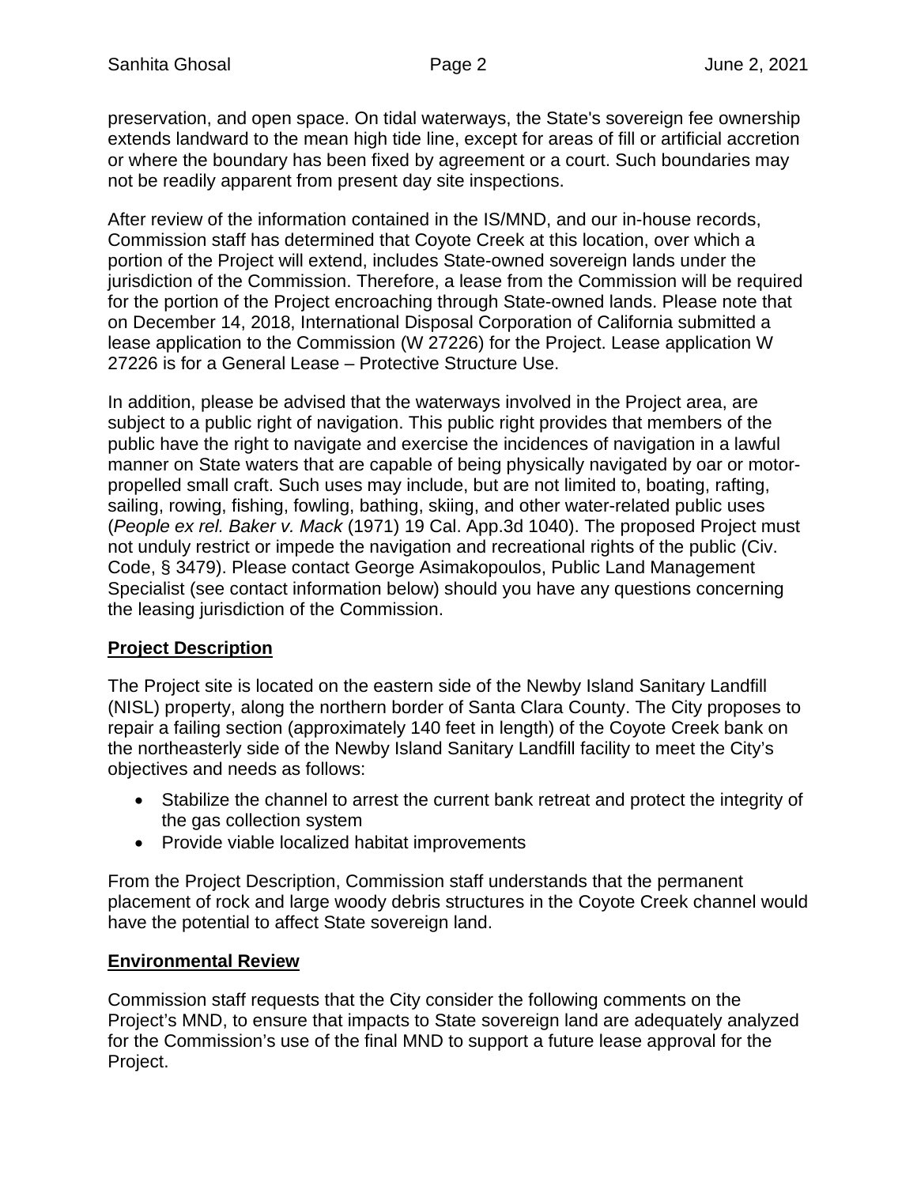preservation, and open space. On tidal waterways, the State's sovereign fee ownership extends landward to the mean high tide line, except for areas of fill or artificial accretion or where the boundary has been fixed by agreement or a court. Such boundaries may not be readily apparent from present day site inspections.

After review of the information contained in the IS/MND, and our in-house records, Commission staff has determined that Coyote Creek at this location, over which a portion of the Project will extend, includes State-owned sovereign lands under the jurisdiction of the Commission. Therefore, a lease from the Commission will be required for the portion of the Project encroaching through State-owned lands. Please note that on December 14, 2018, International Disposal Corporation of California submitted a lease application to the Commission (W 27226) for the Project. Lease application W 27226 is for a General Lease – Protective Structure Use.

In addition, please be advised that the waterways involved in the Project area, are subject to a public right of navigation. This public right provides that members of the public have the right to navigate and exercise the incidences of navigation in a lawful manner on State waters that are capable of being physically navigated by oar or motor-propelled small craft. Such uses may include, but are not limited to, boating, rafting, sailing, rowing, fishing, fowling, bathing, skiing, and other water-related public uses (*People ex rel. Baker v. Mack* (1971) 19 Cal. App.3d 1040). The proposed Project must not unduly restrict or impede the navigation and recreational rights of the public (Civ. Code, § 3479). Please contact George Asimakopoulos, Public Land Management Specialist (see contact information below) should you have any questions concerning the leasing jurisdiction of the Commission.

## Project Description

The Project site is located on the eastern side of the Newby Island Sanitary Landfill (NISL) property, along the northern border of Santa Clara County. The City proposes to repair a failing section (approximately 140 feet in length) of the Coyote Creek bank on the northeasterly side of the Newby Island Sanitary Landfill facility to meet the City's objectives and needs as follows:

- Stabilize the channel to arrest the current bank retreat and protect the integrity of the gas collection system
- Provide viable localized habitat improvements

From the Project Description, Commission staff understands that the permanent placement of rock and large woody debris structures in the Coyote Creek channel would have the potential to affect State sovereign land.

## Environmental Review

Commission staff requests that the City consider the following comments on the Project's MND, to ensure that impacts to State sovereign land are adequately analyzed for the Commission's use of the final MND to support a future lease approval for the Project.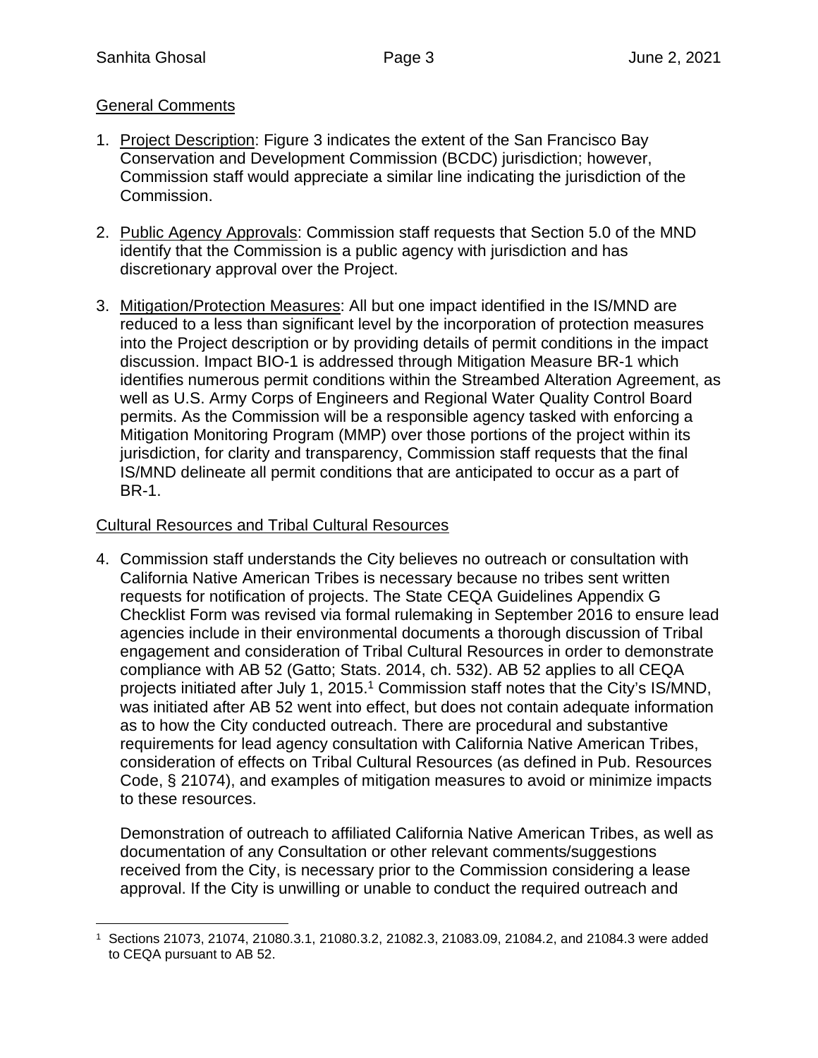<u>General Comments</u>

1. <u>Project Description</u>: Figure 3 indicates the extent of the San Francisco Bay Conservation and Development Commission (BCDC) jurisdiction; however, Commission staff would appreciate a similar line indicating the jurisdiction of the Commission.

2. <u>Public Agency Approvals</u>: Commission staff requests that Section 5.0 of the MND identify that the Commission is a public agency with jurisdiction and has discretionary approval over the Project.

3. <u>Mitigation/Protection Measures</u>: All but one impact identified in the IS/MND are reduced to a less than significant level by the incorporation of protection measures into the Project description or by providing details of permit conditions in the impact discussion. Impact BIO-1 is addressed through Mitigation Measure BR-1 which identifies numerous permit conditions within the Streambed Alteration Agreement, as well as U.S. Army Corps of Engineers and Regional Water Quality Control Board permits. As the Commission will be a responsible agency tasked with enforcing a Mitigation Monitoring Program (MMP) over those portions of the project within its jurisdiction, for clarity and transparency, Commission staff requests that the final IS/MND delineate all permit conditions that are anticipated to occur as a part of BR-1.

<u>Cultural Resources and Tribal Cultural Resources</u>

4. Commission staff understands the City believes no outreach or consultation with California Native American Tribes is necessary because no tribes sent written requests for notification of projects. The State CEQA Guidelines Appendix G Checklist Form was revised via formal rulemaking in September 2016 to ensure lead agencies include in their environmental documents a thorough discussion of Tribal engagement and consideration of Tribal Cultural Resources in order to demonstrate compliance with AB 52 (Gatto; Stats. 2014, ch. 532). AB 52 applies to all CEQA projects initiated after July 1, 2015.[1] Commission staff notes that the City's IS/MND, was initiated after AB 52 went into effect, but does not contain adequate information as to how the City conducted outreach. There are procedural and substantive requirements for lead agency consultation with California Native American Tribes, consideration of effects on Tribal Cultural Resources (as defined in Pub. Resources Code, § 21074), and examples of mitigation measures to avoid or minimize impacts to these resources.

   Demonstration of outreach to affiliated California Native American Tribes, as well as documentation of any Consultation or other relevant comments/suggestions received from the City, is necessary prior to the Commission considering a lease approval. If the City is unwilling or unable to conduct the required outreach and

[1] Sections 21073, 21074, 21080.3.1, 21080.3.2, 21082.3, 21083.09, 21084.2, and 21084.3 were added to CEQA pursuant to AB 52.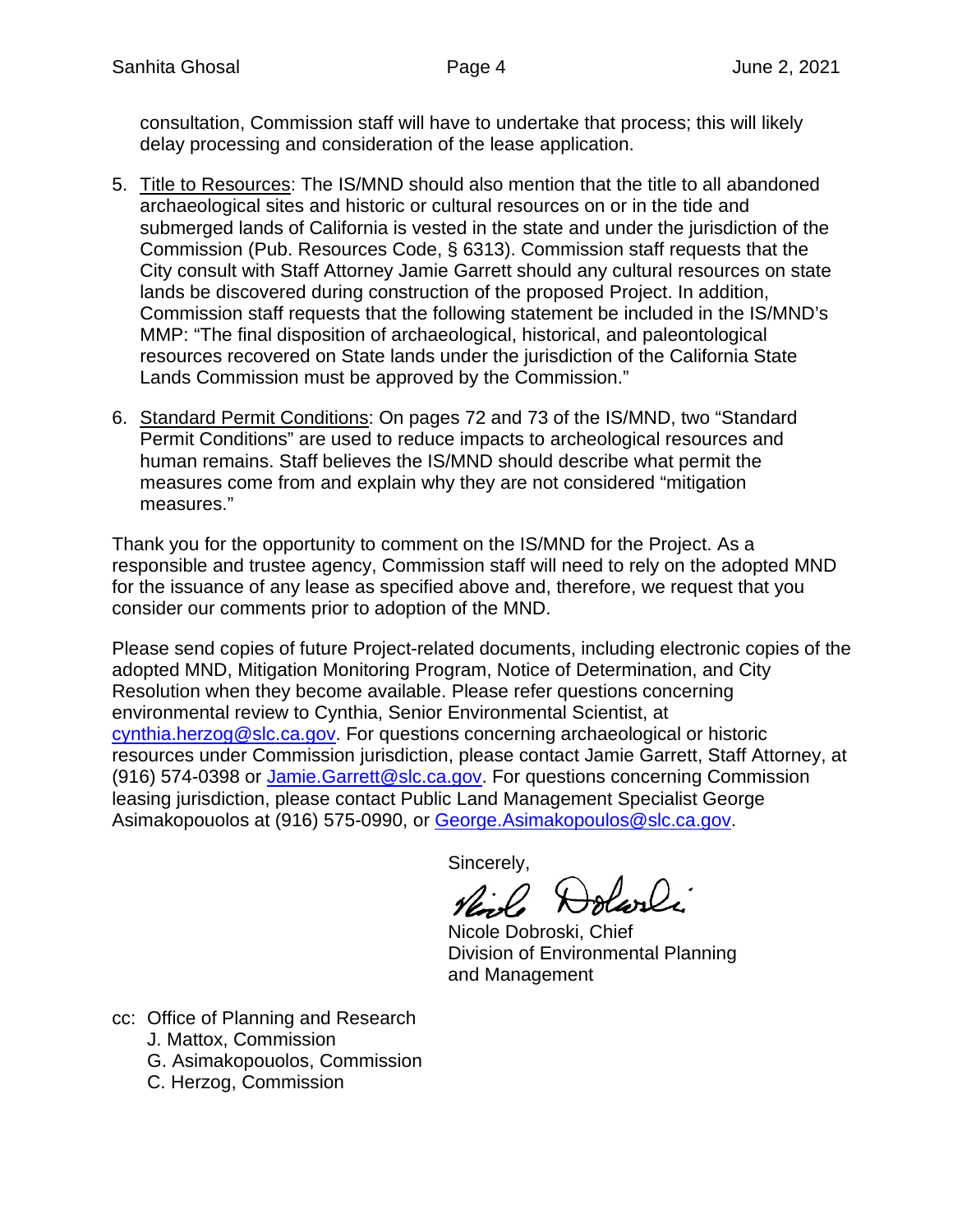consultation, Commission staff will have to undertake that process; this will likely delay processing and consideration of the lease application.

5. Title to Resources: The IS/MND should also mention that the title to all abandoned archaeological sites and historic or cultural resources on or in the tide and submerged lands of California is vested in the state and under the jurisdiction of the Commission (Pub. Resources Code, § 6313). Commission staff requests that the City consult with Staff Attorney Jamie Garrett should any cultural resources on state lands be discovered during construction of the proposed Project. In addition, Commission staff requests that the following statement be included in the IS/MND's MMP: "The final disposition of archaeological, historical, and paleontological resources recovered on State lands under the jurisdiction of the California State Lands Commission must be approved by the Commission."

6. Standard Permit Conditions: On pages 72 and 73 of the IS/MND, two "Standard Permit Conditions" are used to reduce impacts to archeological resources and human remains. Staff believes the IS/MND should describe what permit the measures come from and explain why they are not considered "mitigation measures."

Thank you for the opportunity to comment on the IS/MND for the Project. As a responsible and trustee agency, Commission staff will need to rely on the adopted MND for the issuance of any lease as specified above and, therefore, we request that you consider our comments prior to adoption of the MND.

Please send copies of future Project-related documents, including electronic copies of the adopted MND, Mitigation Monitoring Program, Notice of Determination, and City Resolution when they become available. Please refer questions concerning environmental review to Cynthia, Senior Environmental Scientist, at cynthia.herzog@slc.ca.gov. For questions concerning archaeological or historic resources under Commission jurisdiction, please contact Jamie Garrett, Staff Attorney, at (916) 574-0398 or Jamie.Garrett@slc.ca.gov. For questions concerning Commission leasing jurisdiction, please contact Public Land Management Specialist George Asimakopouolos at (916) 575-0990, or George.Asimakopoulos@slc.ca.gov.

Sincerely,

Nicole Dobroski

Nicole Dobroski, Chief
Division of Environmental Planning
and Management

cc: Office of Planning and Research
J. Mattox, Commission
G. Asimakopouolos, Commission
C. Herzog, Commission